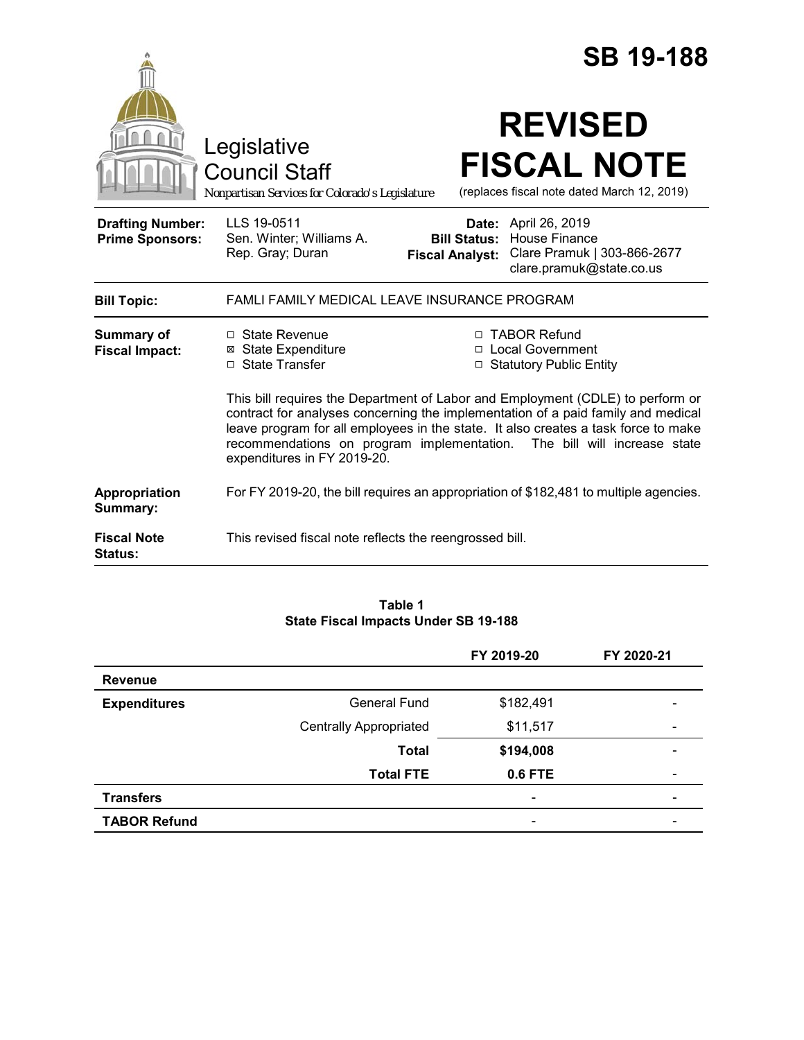# SB 19-188

Legislative Council Staff

*Nonpartisan Services for Colorado's Legislature*

# REVISED FISCAL NOTE

(replaces fiscal note dated March 12, 2019)

| | | | |
|---|---|---|---|
| **Drafting Number:** | LLS 19-0511 | **Date:** | April 26, 2019 |
| **Prime Sponsors:** | Sen. Winter; Williams A. | **Bill Status:** | House Finance |
| | Rep. Gray; Duran | **Fiscal Analyst:** | Clare Pramuk \| 303-866-2677 clare.pramuk@state.co.us |

**Bill Topic:** FAMLI FAMILY MEDICAL LEAVE INSURANCE PROGRAM

**Summary of Fiscal Impact:**

- ☐ State Revenue
- ☒ State Expenditure
- ☐ State Transfer
- ☐ TABOR Refund
- ☐ Local Government
- ☐ Statutory Public Entity

This bill requires the Department of Labor and Employment (CDLE) to perform or contract for analyses concerning the implementation of a paid family and medical leave program for all employees in the state. It also creates a task force to make recommendations on program implementation. The bill will increase state expenditures in FY 2019-20.

**Appropriation Summary:** For FY 2019-20, the bill requires an appropriation of $182,481 to multiple agencies.

**Fiscal Note Status:** This revised fiscal note reflects the reengrossed bill.

**Table 1**
**State Fiscal Impacts Under SB 19-188**

| | | FY 2019-20 | FY 2020-21 |
|---|---|---|---|
| **Revenue** | | | |
| **Expenditures** | General Fund | $182,491 | - |
| | Centrally Appropriated | $11,517 | - |
| | **Total** | **$194,008** | - |
| | **Total FTE** | **0.6 FTE** | - |
| **Transfers** | | - | - |
| **TABOR Refund** | | - | - |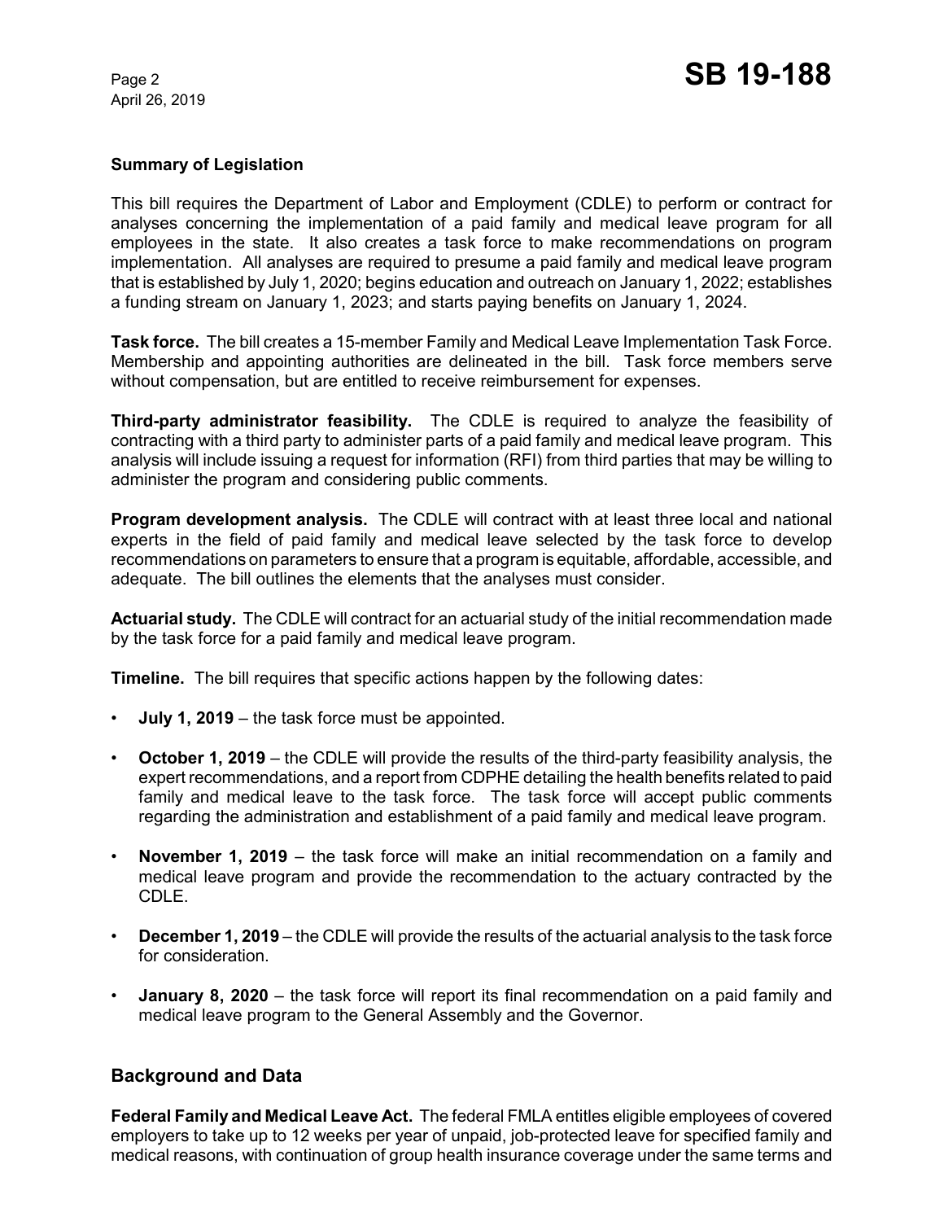**Summary of Legislation**

This bill requires the Department of Labor and Employment (CDLE) to perform or contract for analyses concerning the implementation of a paid family and medical leave program for all employees in the state. It also creates a task force to make recommendations on program implementation. All analyses are required to presume a paid family and medical leave program that is established by July 1, 2020; begins education and outreach on January 1, 2022; establishes a funding stream on January 1, 2023; and starts paying benefits on January 1, 2024.

**Task force.** The bill creates a 15-member Family and Medical Leave Implementation Task Force. Membership and appointing authorities are delineated in the bill. Task force members serve without compensation, but are entitled to receive reimbursement for expenses.

**Third-party administrator feasibility.** The CDLE is required to analyze the feasibility of contracting with a third party to administer parts of a paid family and medical leave program. This analysis will include issuing a request for information (RFI) from third parties that may be willing to administer the program and considering public comments.

**Program development analysis.** The CDLE will contract with at least three local and national experts in the field of paid family and medical leave selected by the task force to develop recommendations on parameters to ensure that a program is equitable, affordable, accessible, and adequate. The bill outlines the elements that the analyses must consider.

**Actuarial study.** The CDLE will contract for an actuarial study of the initial recommendation made by the task force for a paid family and medical leave program.

**Timeline.** The bill requires that specific actions happen by the following dates:

- **July 1, 2019** – the task force must be appointed.
- **October 1, 2019** – the CDLE will provide the results of the third-party feasibility analysis, the expert recommendations, and a report from CDPHE detailing the health benefits related to paid family and medical leave to the task force. The task force will accept public comments regarding the administration and establishment of a paid family and medical leave program.
- **November 1, 2019** – the task force will make an initial recommendation on a family and medical leave program and provide the recommendation to the actuary contracted by the CDLE.
- **December 1, 2019** – the CDLE will provide the results of the actuarial analysis to the task force for consideration.
- **January 8, 2020** – the task force will report its final recommendation on a paid family and medical leave program to the General Assembly and the Governor.

## Background and Data

**Federal Family and Medical Leave Act.** The federal FMLA entitles eligible employees of covered employers to take up to 12 weeks per year of unpaid, job-protected leave for specified family and medical reasons, with continuation of group health insurance coverage under the same terms and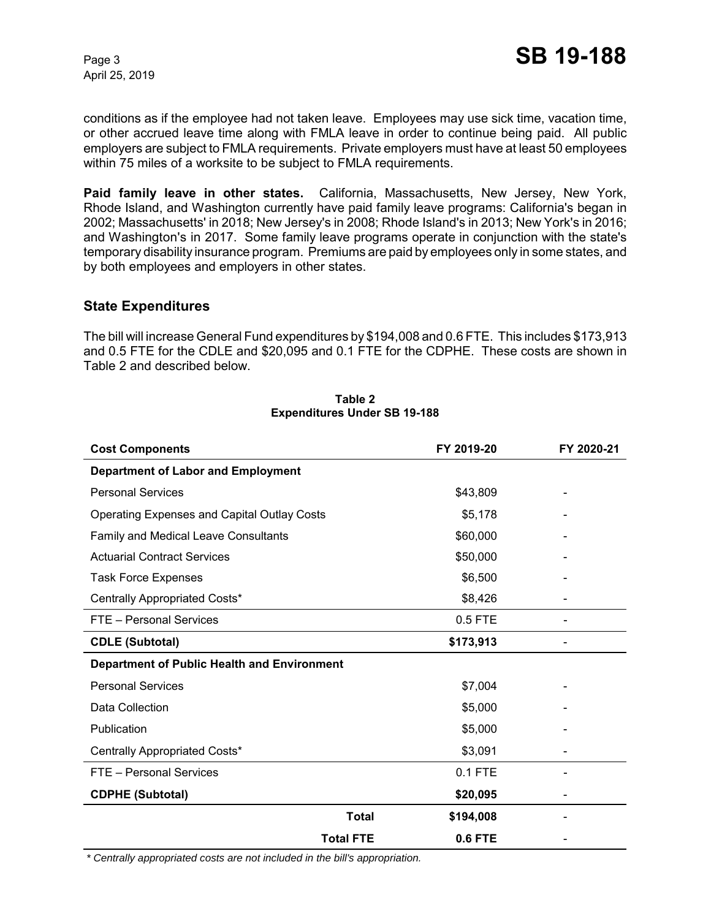conditions as if the employee had not taken leave. Employees may use sick time, vacation time, or other accrued leave time along with FMLA leave in order to continue being paid. All public employers are subject to FMLA requirements. Private employers must have at least 50 employees within 75 miles of a worksite to be subject to FMLA requirements.

**Paid family leave in other states.** California, Massachusetts, New Jersey, New York, Rhode Island, and Washington currently have paid family leave programs: California's began in 2002; Massachusetts' in 2018; New Jersey's in 2008; Rhode Island's in 2013; New York's in 2016; and Washington's in 2017. Some family leave programs operate in conjunction with the state's temporary disability insurance program. Premiums are paid by employees only in some states, and by both employees and employers in other states.

## State Expenditures

The bill will increase General Fund expenditures by $194,008 and 0.6 FTE. This includes $173,913 and 0.5 FTE for the CDLE and $20,095 and 0.1 FTE for the CDPHE. These costs are shown in Table 2 and described below.

**Table 2**
**Expenditures Under SB 19-188**

| Cost Components | FY 2019-20 | FY 2020-21 |
|---|---|---|
| **Department of Labor and Employment** | | |
| Personal Services | $43,809 | - |
| Operating Expenses and Capital Outlay Costs | $5,178 | - |
| Family and Medical Leave Consultants | $60,000 | - |
| Actuarial Contract Services | $50,000 | - |
| Task Force Expenses | $6,500 | - |
| Centrally Appropriated Costs* | $8,426 | - |
| FTE – Personal Services | 0.5 FTE | - |
| **CDLE (Subtotal)** | **$173,913** | - |
| **Department of Public Health and Environment** | | |
| Personal Services | $7,004 | - |
| Data Collection | $5,000 | - |
| Publication | $5,000 | - |
| Centrally Appropriated Costs* | $3,091 | - |
| FTE – Personal Services | 0.1 FTE | - |
| **CDPHE (Subtotal)** | **$20,095** | - |
| **Total** | **$194,008** | - |
| **Total FTE** | **0.6 FTE** | - |

*\* Centrally appropriated costs are not included in the bill's appropriation.*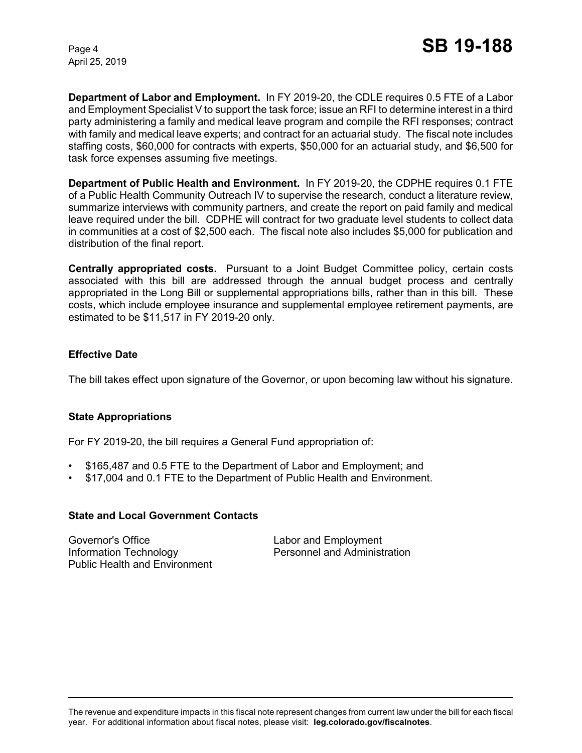**Department of Labor and Employment.** In FY 2019-20, the CDLE requires 0.5 FTE of a Labor and Employment Specialist V to support the task force; issue an RFI to determine interest in a third party administering a family and medical leave program and compile the RFI responses; contract with family and medical leave experts; and contract for an actuarial study. The fiscal note includes staffing costs, $60,000 for contracts with experts, $50,000 for an actuarial study, and $6,500 for task force expenses assuming five meetings.

**Department of Public Health and Environment.** In FY 2019-20, the CDPHE requires 0.1 FTE of a Public Health Community Outreach IV to supervise the research, conduct a literature review, summarize interviews with community partners, and create the report on paid family and medical leave required under the bill. CDPHE will contract for two graduate level students to collect data in communities at a cost of $2,500 each. The fiscal note also includes $5,000 for publication and distribution of the final report.

**Centrally appropriated costs.** Pursuant to a Joint Budget Committee policy, certain costs associated with this bill are addressed through the annual budget process and centrally appropriated in the Long Bill or supplemental appropriations bills, rather than in this bill. These costs, which include employee insurance and supplemental employee retirement payments, are estimated to be $11,517 in FY 2019-20 only.

### Effective Date

The bill takes effect upon signature of the Governor, or upon becoming law without his signature.

### State Appropriations

For FY 2019-20, the bill requires a General Fund appropriation of:

- $165,487 and 0.5 FTE to the Department of Labor and Employment; and
- $17,004 and 0.1 FTE to the Department of Public Health and Environment.

### State and Local Government Contacts

Governor's Office
Information Technology
Public Health and Environment
Labor and Employment
Personnel and Administration

The revenue and expenditure impacts in this fiscal note represent changes from current law under the bill for each fiscal year. For additional information about fiscal notes, please visit: **leg.colorado.gov/fiscalnotes**.